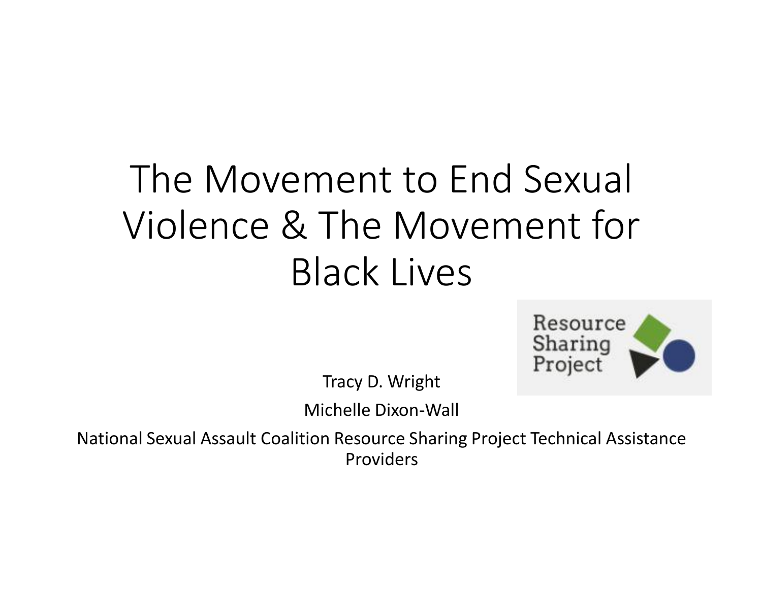# The Movement to End Sexual Violence & The Movement for Black Lives

Resource Sharing Project

Tracy D. Wright

Michelle Dixon-Wall

National Sexual Assault Coalition Resource Sharing Project Technical Assistance Providers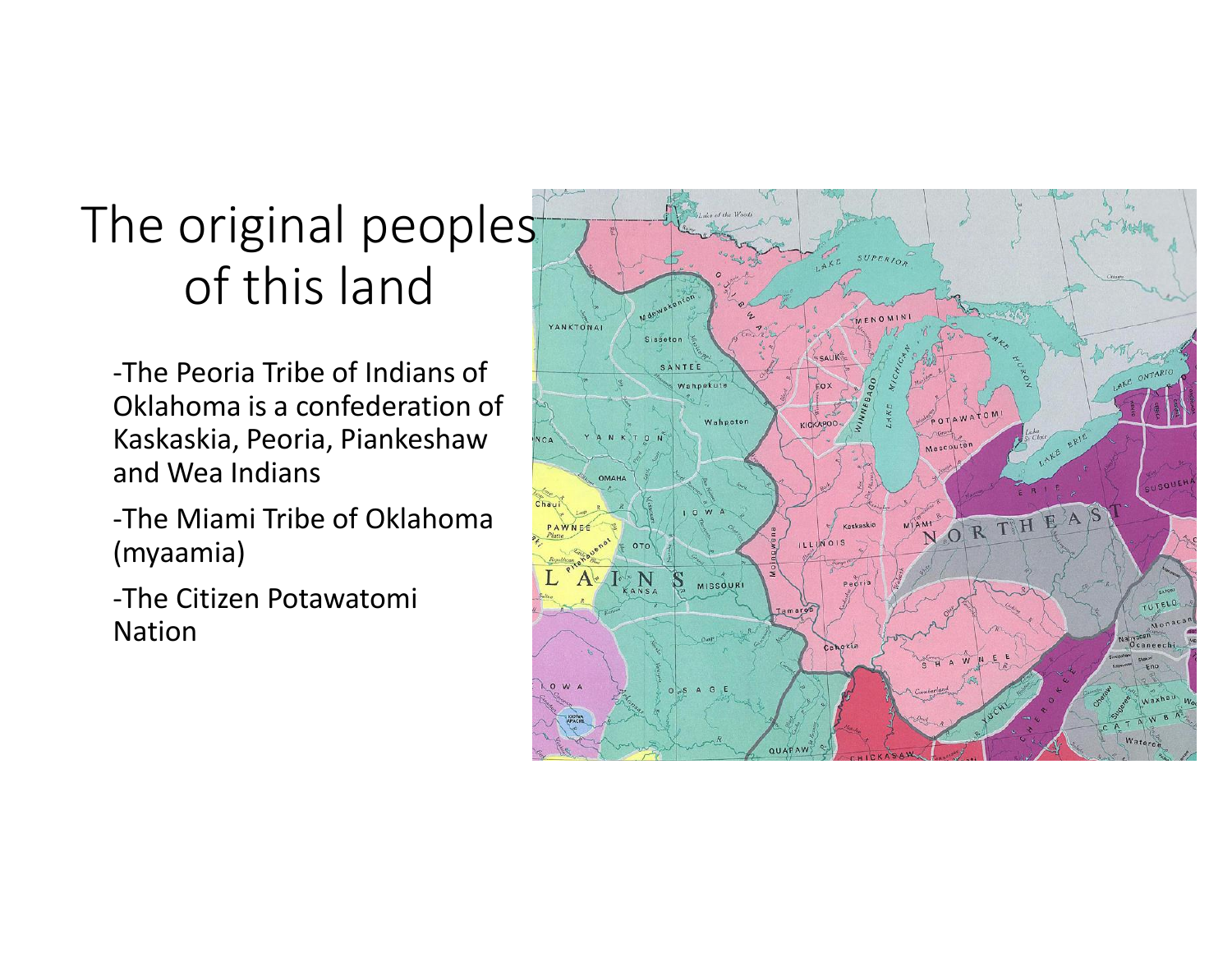# The original peoples of this land

-The Peoria Tribe of Indians of Oklahoma is a confederation of Kaskaskia, Peoria, Piankeshaw and Wea Indians

-The Miami Tribe of Oklahoma (myaamia)

-The Citizen Potawatomi Nation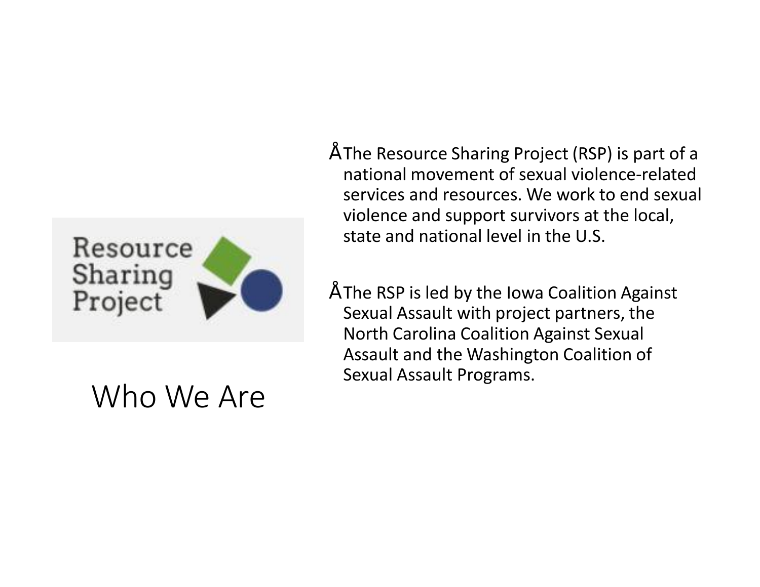Resource Sharing Project

# Who We Are

- The Resource Sharing Project (RSP) is part of a national movement of sexual violence-related services and resources. We work to end sexual violence and support survivors at the local, state and national level in the U.S.

- The RSP is led by the Iowa Coalition Against Sexual Assault with project partners, the North Carolina Coalition Against Sexual Assault and the Washington Coalition of Sexual Assault Programs.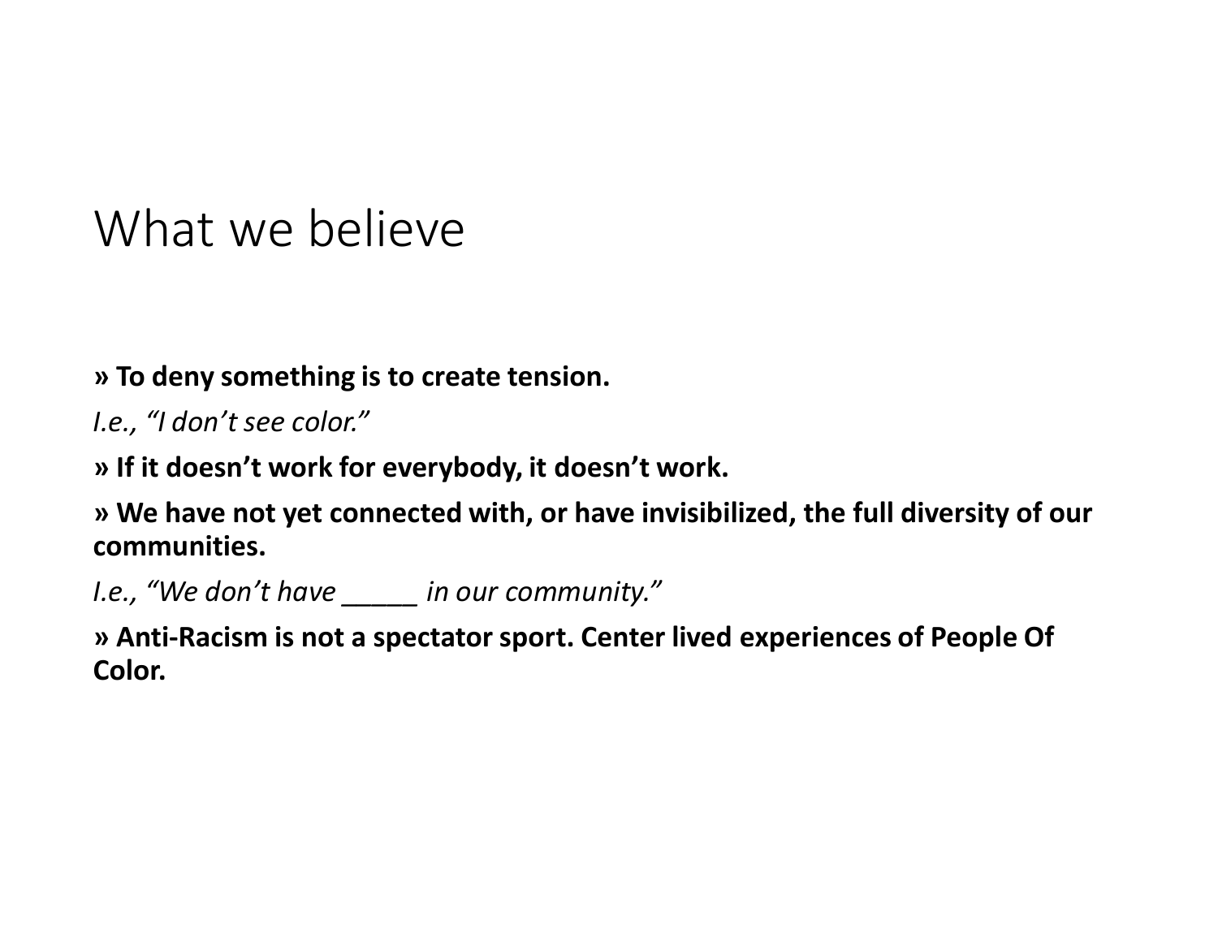# What we believe

**» To deny something is to create tension.**

*I.e., "I don't see color."*

**» If it doesn't work for everybody, it doesn't work.**

**» We have not yet connected with, or have invisibilized, the full diversity of our communities.**

*I.e., "We don't have _____ in our community."*

**» Anti-Racism is not a spectator sport. Center lived experiences of People Of Color.**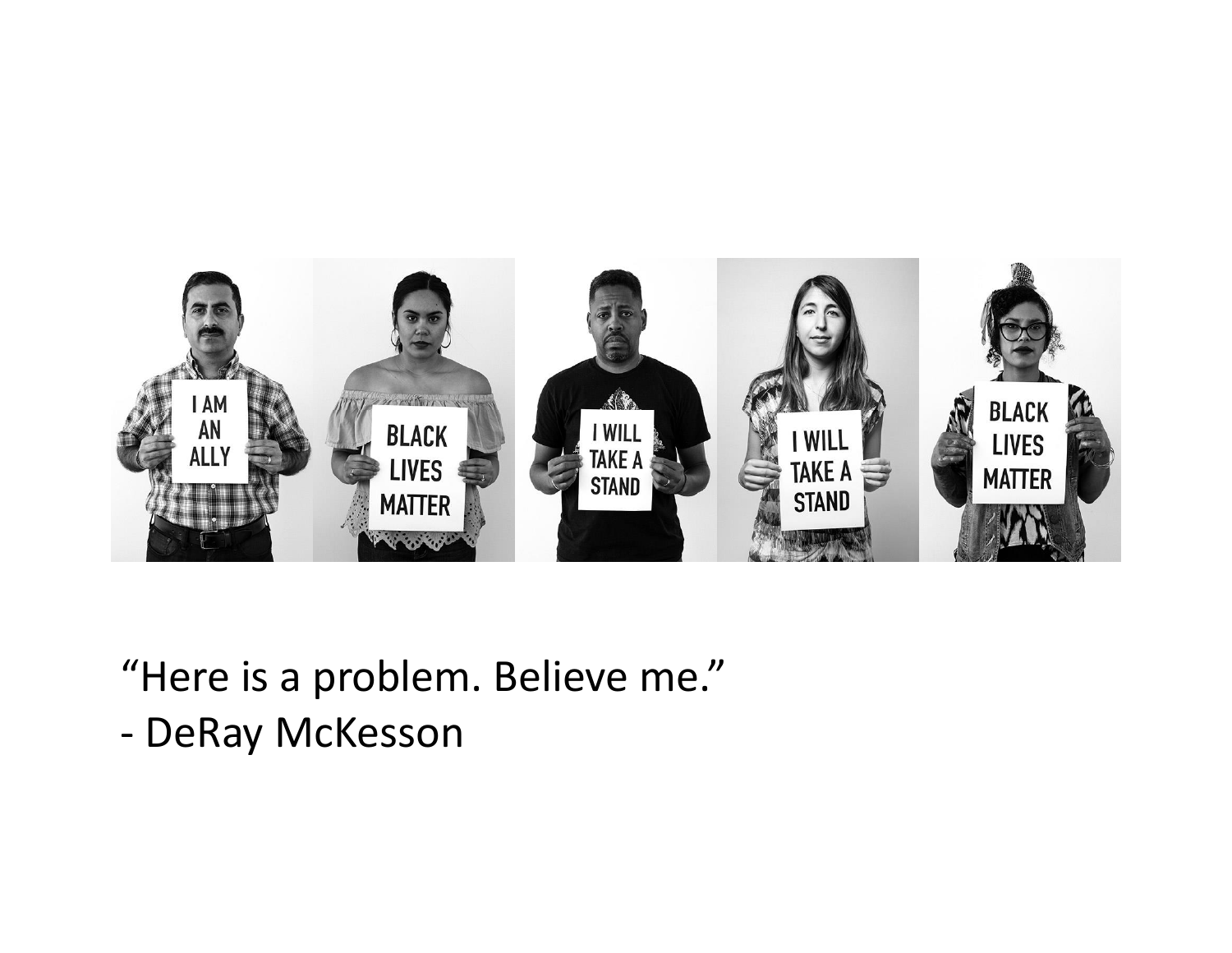“Here is a problem. Believe me.”
- DeRay McKesson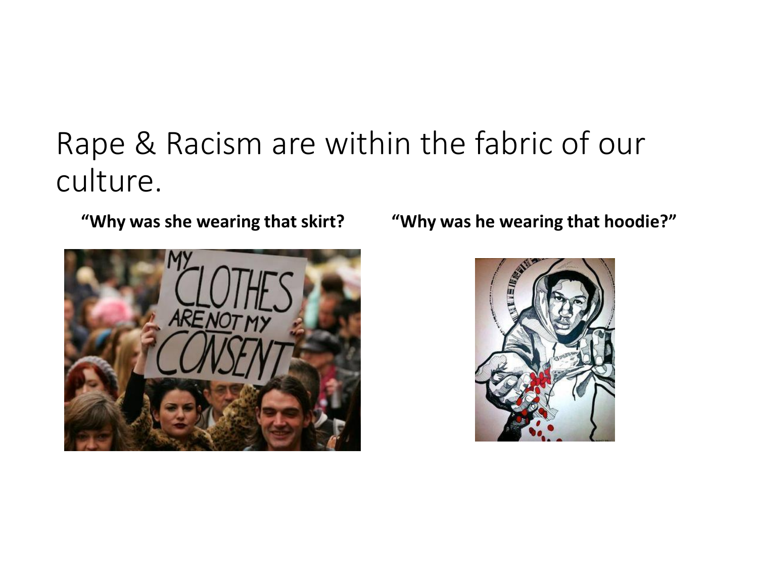# Rape & Racism are within the fabric of our culture.

**"Why was she wearing that skirt?**

**"Why was he wearing that hoodie?"**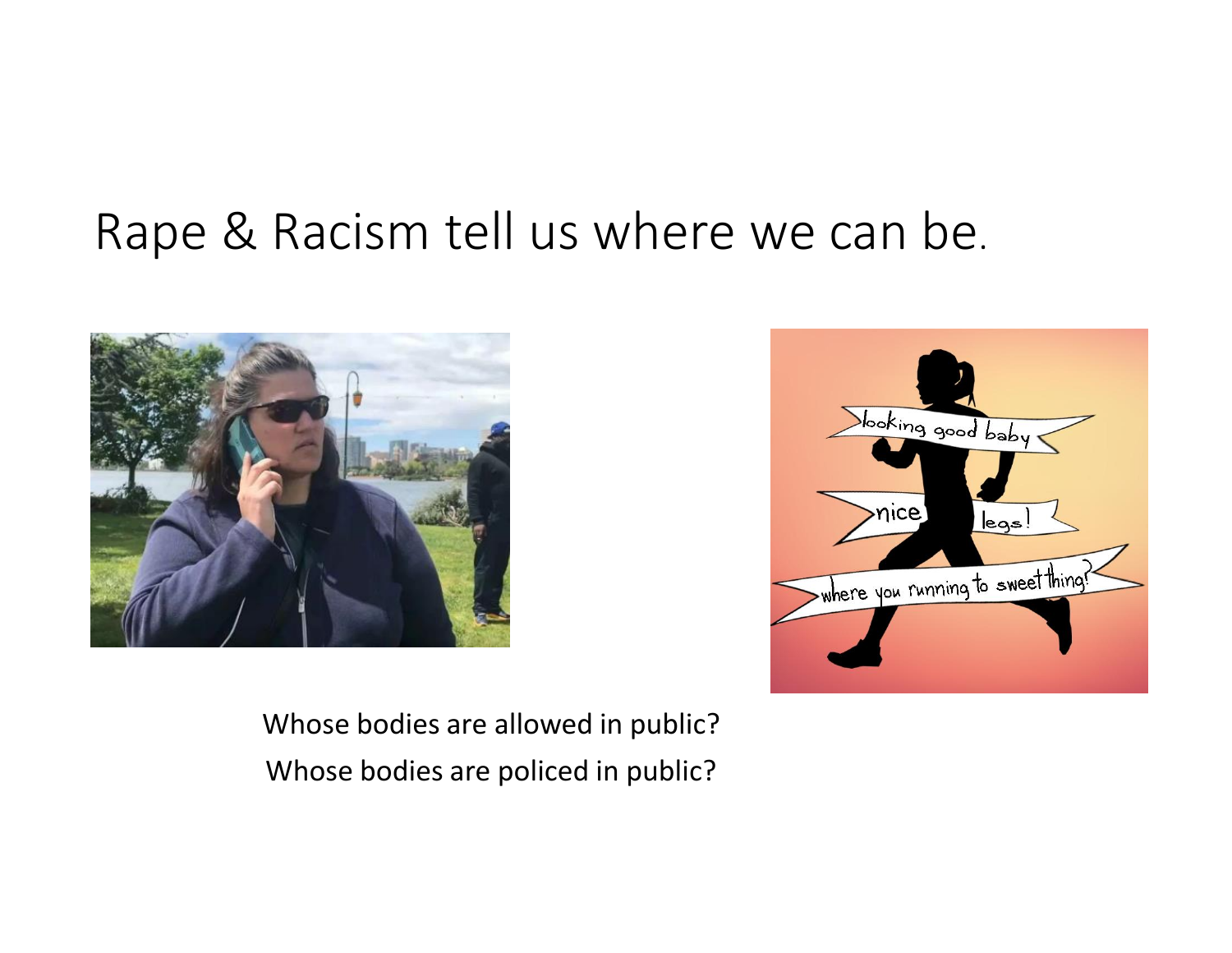# Rape & Racism tell us where we can be.

Whose bodies are allowed in public?

Whose bodies are policed in public?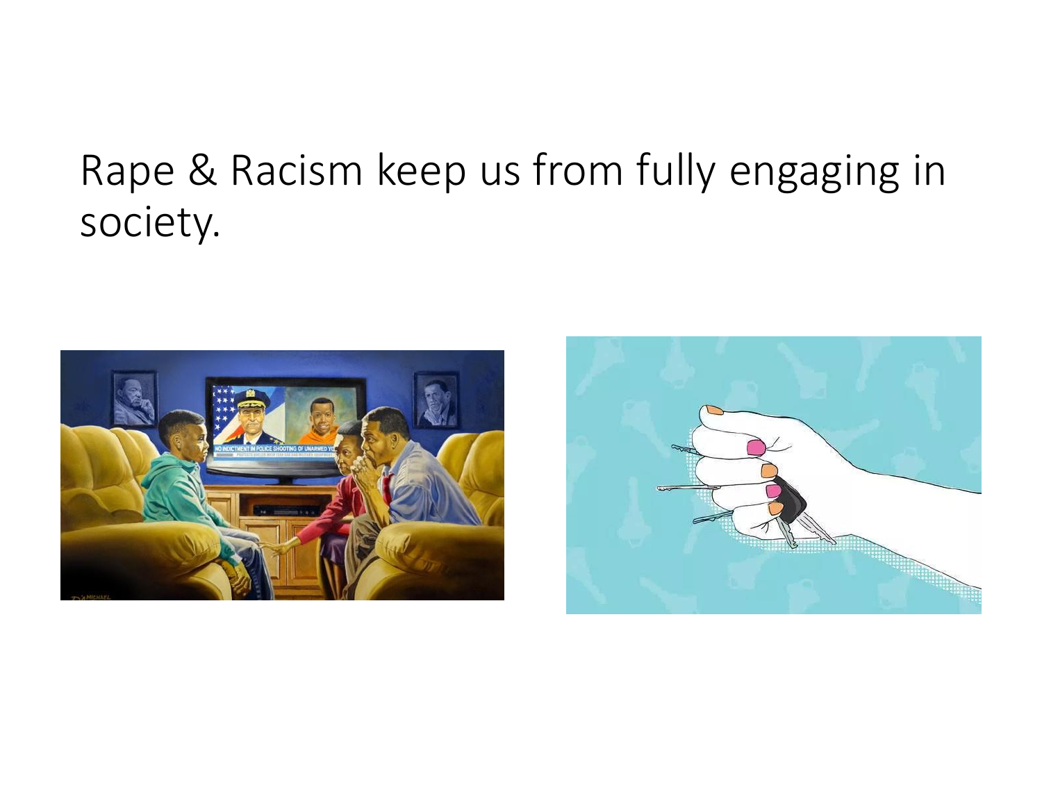Rape & Racism keep us from fully engaging in society.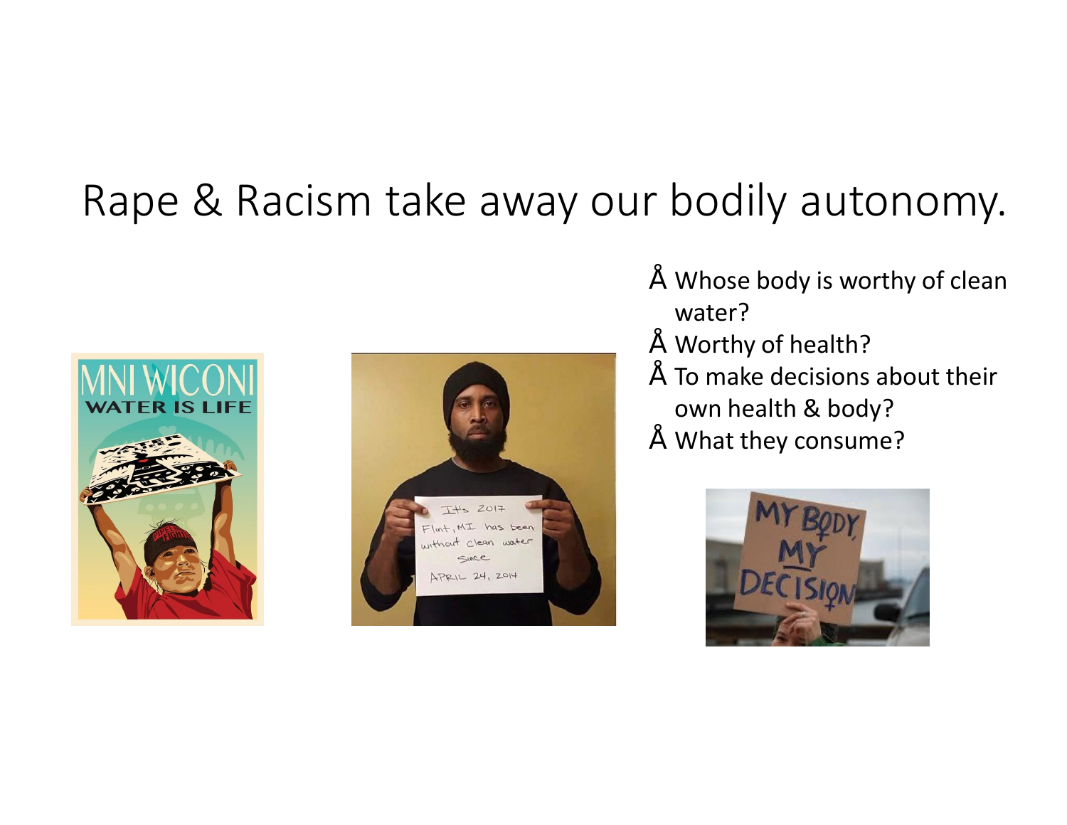# Rape & Racism take away our bodily autonomy.

- Whose body is worthy of clean water?
- Worthy of health?
- To make decisions about their own health & body?
- What they consume?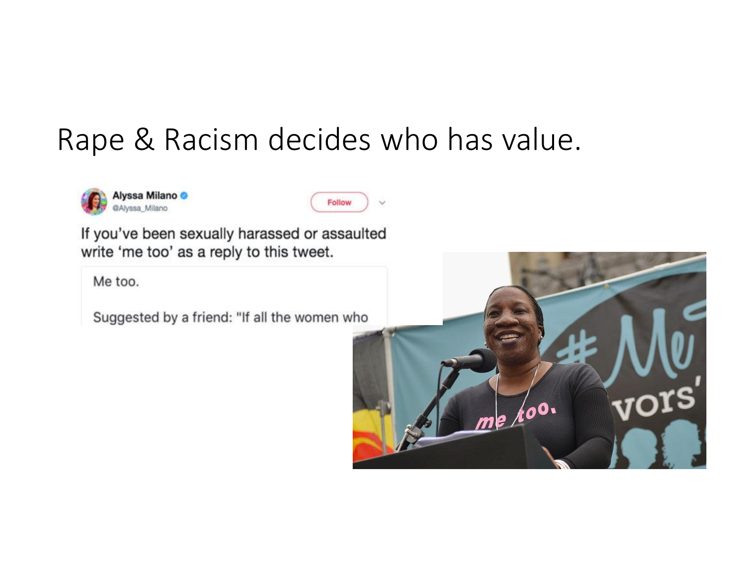# Rape & Racism decides who has value.

Alyssa Milano
@Alyssa_Milano

Follow

If you've been sexually harassed or assaulted write 'me too' as a reply to this tweet.

Me too.

Suggested by a friend: "If all the women who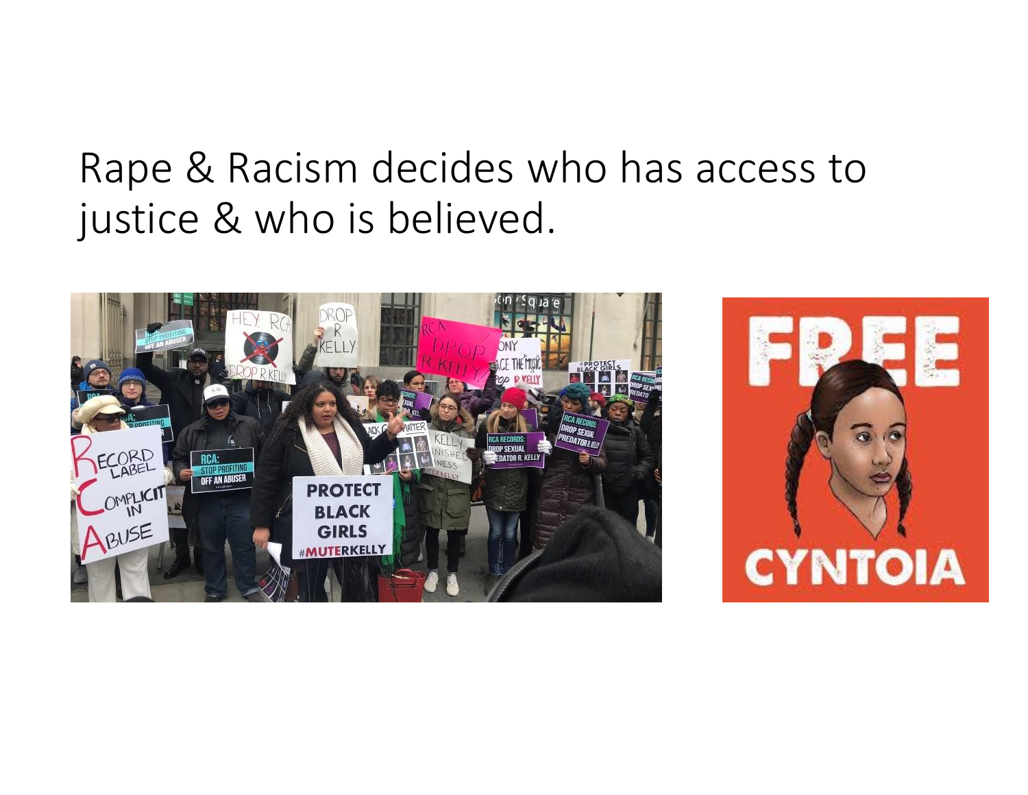Rape & Racism decides who has access to justice & who is believed.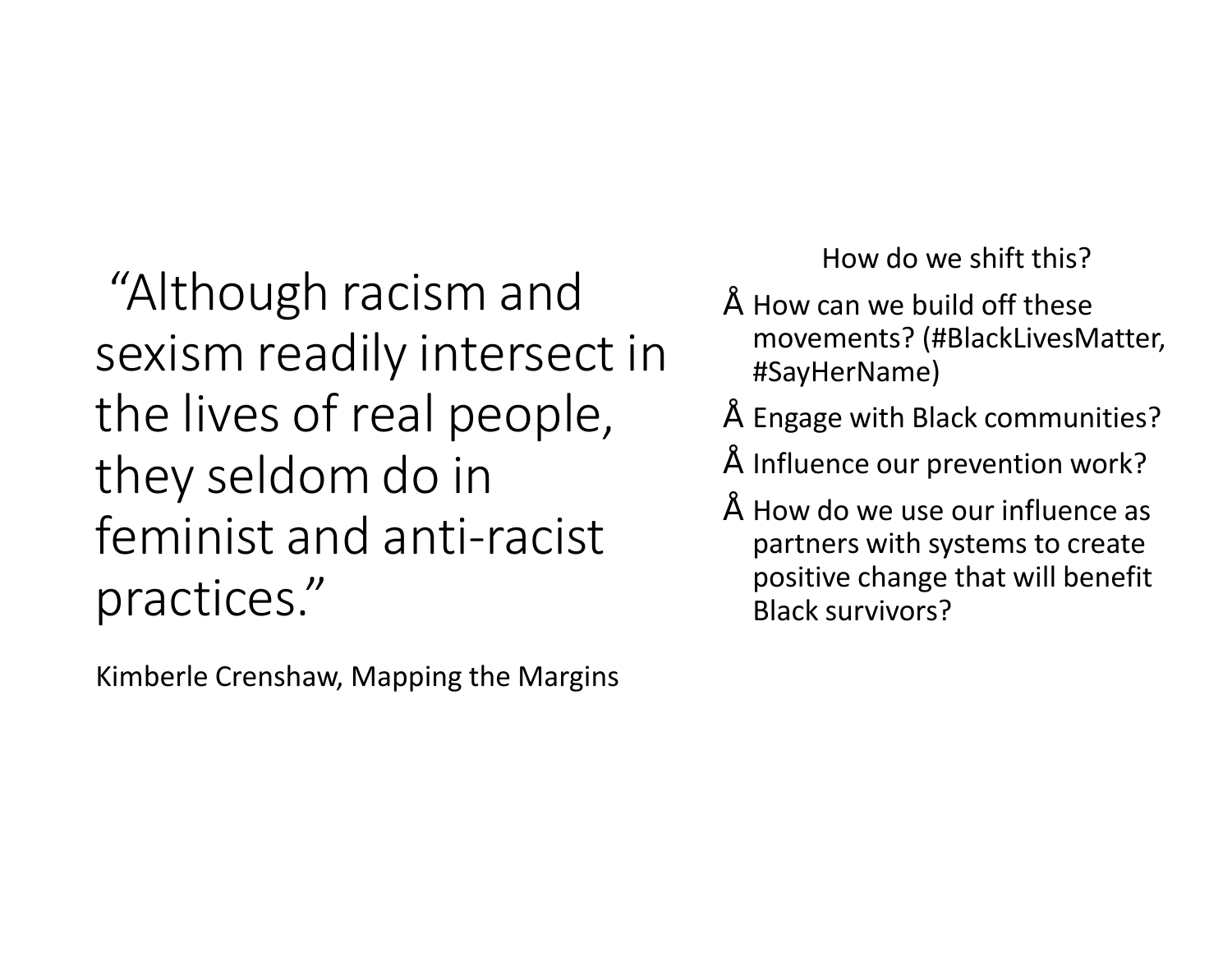"Although racism and sexism readily intersect in the lives of real people, they seldom do in feminist and anti-racist practices."

Kimberle Crenshaw, Mapping the Margins

How do we shift this?

- How can we build off these movements? (#BlackLivesMatter, #SayHerName)
- Engage with Black communities?
- Influence our prevention work?
- How do we use our influence as partners with systems to create positive change that will benefit Black survivors?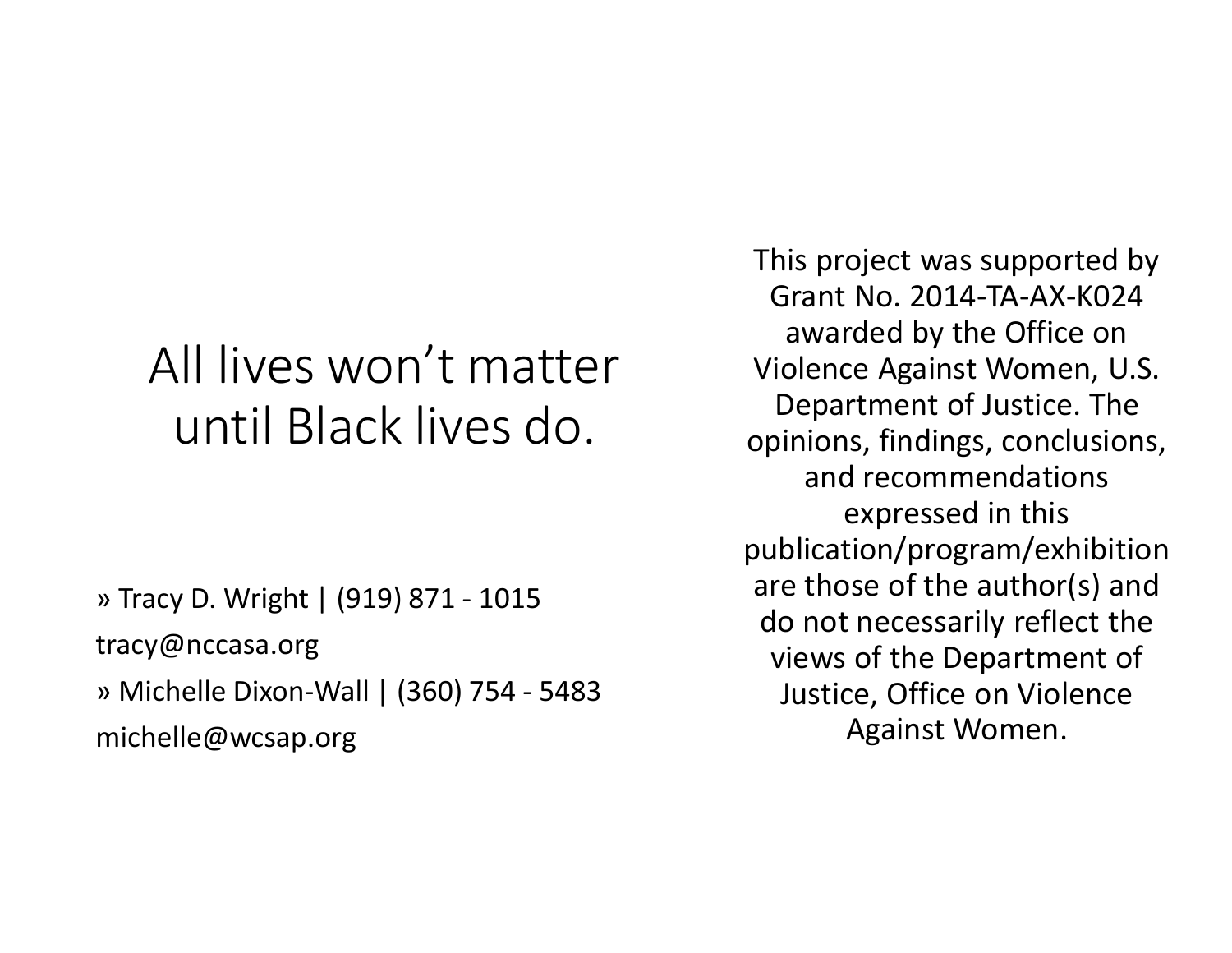# All lives won't matter until Black lives do.

» Tracy D. Wright | (919) 871 - 1015
tracy@nccasa.org
» Michelle Dixon-Wall | (360) 754 - 5483
michelle@wcsap.org

This project was supported by Grant No. 2014-TA-AX-K024 awarded by the Office on Violence Against Women, U.S. Department of Justice. The opinions, findings, conclusions, and recommendations expressed in this publication/program/exhibition are those of the author(s) and do not necessarily reflect the views of the Department of Justice, Office on Violence Against Women.